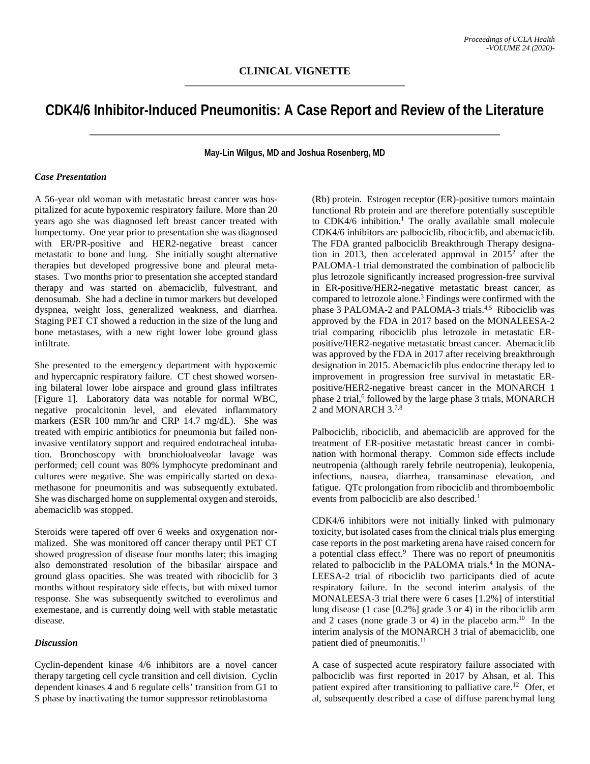**CLINICAL VIGNETTE**

# CDK4/6 Inhibitor-Induced Pneumonitis: A Case Report and Review of the Literature

**May-Lin Wilgus, MD and Joshua Rosenberg, MD**

### *Case Presentation*

A 56-year old woman with metastatic breast cancer was hospitalized for acute hypoxemic respiratory failure. More than 20 years ago she was diagnosed left breast cancer treated with lumpectomy. One year prior to presentation she was diagnosed with ER/PR-positive and HER2-negative breast cancer metastatic to bone and lung. She initially sought alternative therapies but developed progressive bone and pleural metastases. Two months prior to presentation she accepted standard therapy and was started on abemaciclib, fulvestrant, and denosumab. She had a decline in tumor markers but developed dyspnea, weight loss, generalized weakness, and diarrhea. Staging PET CT showed a reduction in the size of the lung and bone metastases, with a new right lower lobe ground glass infiltrate.

She presented to the emergency department with hypoxemic and hypercapnic respiratory failure. CT chest showed worsening bilateral lower lobe airspace and ground glass infiltrates [Figure 1]. Laboratory data was notable for normal WBC, negative procalcitonin level, and elevated inflammatory markers (ESR 100 mm/hr and CRP 14.7 mg/dL). She was treated with empiric antibiotics for pneumonia but failed non-invasive ventilatory support and required endotracheal intubation. Bronchoscopy with bronchioloalveolar lavage was performed; cell count was 80% lymphocyte predominant and cultures were negative. She was empirically started on dexamethasone for pneumonitis and was subsequently extubated. She was discharged home on supplemental oxygen and steroids, abemaciclib was stopped.

Steroids were tapered off over 6 weeks and oxygenation normalized. She was monitored off cancer therapy until PET CT showed progression of disease four months later; this imaging also demonstrated resolution of the bibasilar airspace and ground glass opacities. She was treated with ribociclib for 3 months without respiratory side effects, but with mixed tumor response. She was subsequently switched to everolimus and exemestane, and is currently doing well with stable metastatic disease.

### *Discussion*

Cyclin-dependent kinase 4/6 inhibitors are a novel cancer therapy targeting cell cycle transition and cell division. Cyclin dependent kinases 4 and 6 regulate cells' transition from G1 to S phase by inactivating the tumor suppressor retinoblastoma (Rb) protein. Estrogen receptor (ER)-positive tumors maintain functional Rb protein and are therefore potentially susceptible to CDK4/6 inhibition.[1] The orally available small molecule CDK4/6 inhibitors are palbociclib, ribociclib, and abemaciclib. The FDA granted palbociclib Breakthrough Therapy designation in 2013, then accelerated approval in 2015[2] after the PALOMA-1 trial demonstrated the combination of palbociclib plus letrozole significantly increased progression-free survival in ER-positive/HER2-negative metastatic breast cancer, as compared to letrozole alone.[3] Findings were confirmed with the phase 3 PALOMA-2 and PALOMA-3 trials.[4,5] Ribociclib was approved by the FDA in 2017 based on the MONALEESA-2 trial comparing ribociclib plus letrozole in metastatic ER-positive/HER2-negative metastatic breast cancer. Abemaciclib was approved by the FDA in 2017 after receiving breakthrough designation in 2015. Abemaciclib plus endocrine therapy led to improvement in progression free survival in metastatic ER-positive/HER2-negative breast cancer in the MONARCH 1 phase 2 trial,[6] followed by the large phase 3 trials, MONARCH 2 and MONARCH 3.[7,8]

Palbociclib, ribociclib, and abemaciclib are approved for the treatment of ER-positive metastatic breast cancer in combination with hormonal therapy. Common side effects include neutropenia (although rarely febrile neutropenia), leukopenia, infections, nausea, diarrhea, transaminase elevation, and fatigue. QTc prolongation from ribociclib and thromboembolic events from palbociclib are also described.[1]

CDK4/6 inhibitors were not initially linked with pulmonary toxicity, but isolated cases from the clinical trials plus emerging case reports in the post marketing arena have raised concern for a potential class effect.[9] There was no report of pneumonitis related to palbociclib in the PALOMA trials.[4] In the MONALEESA-2 trial of ribociclib two participants died of acute respiratory failure. In the second interim analysis of the MONALEESA-3 trial there were 6 cases [1.2%] of interstitial lung disease (1 case [0.2%] grade 3 or 4) in the ribociclib arm and 2 cases (none grade 3 or 4) in the placebo arm.[10] In the interim analysis of the MONARCH 3 trial of abemaciclib, one patient died of pneumonitis.[11]

A case of suspected acute respiratory failure associated with palbociclib was first reported in 2017 by Ahsan, et al. This patient expired after transitioning to palliative care.[12] Ofer, et al, subsequently described a case of diffuse parenchymal lung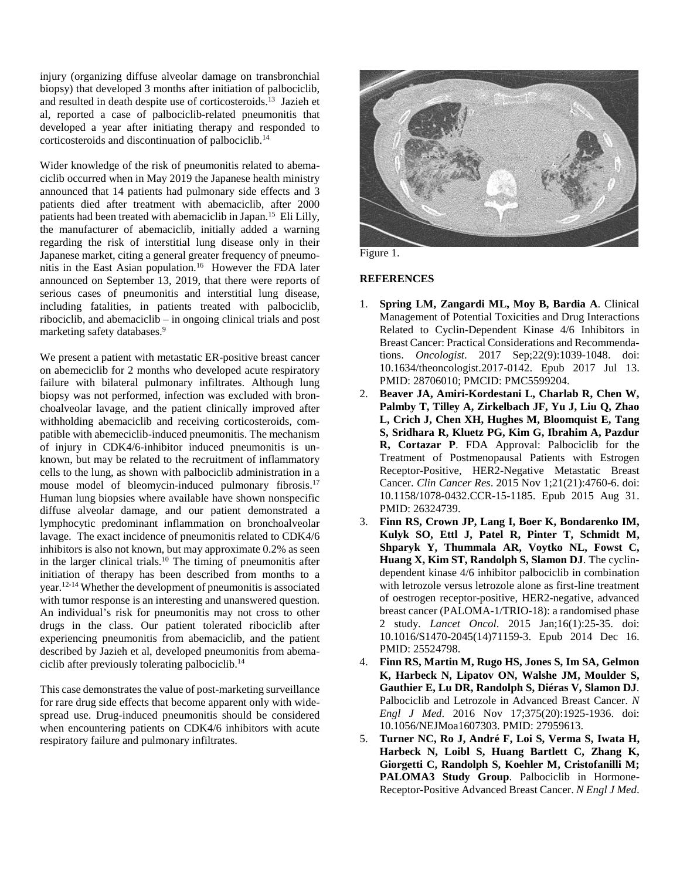injury (organizing diffuse alveolar damage on transbronchial biopsy) that developed 3 months after initiation of palbociclib, and resulted in death despite use of corticosteroids.[13] Jazieh et al, reported a case of palbociclib-related pneumonitis that developed a year after initiating therapy and responded to corticosteroids and discontinuation of palbociclib.[14]

Wider knowledge of the risk of pneumonitis related to abemaciclib occurred when in May 2019 the Japanese health ministry announced that 14 patients had pulmonary side effects and 3 patients died after treatment with abemaciclib, after 2000 patients had been treated with abemaciclib in Japan.[15] Eli Lilly, the manufacturer of abemaciclib, initially added a warning regarding the risk of interstitial lung disease only in their Japanese market, citing a general greater frequency of pneumonitis in the East Asian population.[16] However the FDA later announced on September 13, 2019, that there were reports of serious cases of pneumonitis and interstitial lung disease, including fatalities, in patients treated with palbociclib, ribociclib, and abemaciclib – in ongoing clinical trials and post marketing safety databases.[9]

We present a patient with metastatic ER-positive breast cancer on abemeciclib for 2 months who developed acute respiratory failure with bilateral pulmonary infiltrates. Although lung biopsy was not performed, infection was excluded with bronchoalveolar lavage, and the patient clinically improved after withholding abemaciclib and receiving corticosteroids, compatible with abemeciclib-induced pneumonitis. The mechanism of injury in CDK4/6-inhibitor induced pneumonitis is unknown, but may be related to the recruitment of inflammatory cells to the lung, as shown with palbociclib administration in a mouse model of bleomycin-induced pulmonary fibrosis.[17] Human lung biopsies where available have shown nonspecific diffuse alveolar damage, and our patient demonstrated a lymphocytic predominant inflammation on bronchoalveolar lavage. The exact incidence of pneumonitis related to CDK4/6 inhibitors is also not known, but may approximate 0.2% as seen in the larger clinical trials.[10] The timing of pneumonitis after initiation of therapy has been described from months to a year.[12-14] Whether the development of pneumonitis is associated with tumor response is an interesting and unanswered question. An individual's risk for pneumonitis may not cross to other drugs in the class. Our patient tolerated ribociclib after experiencing pneumonitis from abemaciclib, and the patient described by Jazieh et al, developed pneumonitis from abemaciclib after previously tolerating palbociclib.[14]

This case demonstrates the value of post-marketing surveillance for rare drug side effects that become apparent only with widespread use. Drug-induced pneumonitis should be considered when encountering patients on CDK4/6 inhibitors with acute respiratory failure and pulmonary infiltrates.

Figure 1.

## REFERENCES

1. **Spring LM, Zangardi ML, Moy B, Bardia A**. Clinical Management of Potential Toxicities and Drug Interactions Related to Cyclin-Dependent Kinase 4/6 Inhibitors in Breast Cancer: Practical Considerations and Recommendations. *Oncologist*. 2017 Sep;22(9):1039-1048. doi: 10.1634/theoncologist.2017-0142. Epub 2017 Jul 13. PMID: 28706010; PMCID: PMC5599204.
2. **Beaver JA, Amiri-Kordestani L, Charlab R, Chen W, Palmby T, Tilley A, Zirkelbach JF, Yu J, Liu Q, Zhao L, Crich J, Chen XH, Hughes M, Bloomquist E, Tang S, Sridhara R, Kluetz PG, Kim G, Ibrahim A, Pazdur R, Cortazar P**. FDA Approval: Palbociclib for the Treatment of Postmenopausal Patients with Estrogen Receptor-Positive, HER2-Negative Metastatic Breast Cancer. *Clin Cancer Res*. 2015 Nov 1;21(21):4760-6. doi: 10.1158/1078-0432.CCR-15-1185. Epub 2015 Aug 31. PMID: 26324739.
3. **Finn RS, Crown JP, Lang I, Boer K, Bondarenko IM, Kulyk SO, Ettl J, Patel R, Pinter T, Schmidt M, Shparyk Y, Thummala AR, Voytko NL, Fowst C, Huang X, Kim ST, Randolph S, Slamon DJ**. The cyclin-dependent kinase 4/6 inhibitor palbociclib in combination with letrozole versus letrozole alone as first-line treatment of oestrogen receptor-positive, HER2-negative, advanced breast cancer (PALOMA-1/TRIO-18): a randomised phase 2 study. *Lancet Oncol*. 2015 Jan;16(1):25-35. doi: 10.1016/S1470-2045(14)71159-3. Epub 2014 Dec 16. PMID: 25524798.
4. **Finn RS, Martin M, Rugo HS, Jones S, Im SA, Gelmon K, Harbeck N, Lipatov ON, Walshe JM, Moulder S, Gauthier E, Lu DR, Randolph S, Diéras V, Slamon DJ**. Palbociclib and Letrozole in Advanced Breast Cancer. *N Engl J Med*. 2016 Nov 17;375(20):1925-1936. doi: 10.1056/NEJMoa1607303. PMID: 27959613.
5. **Turner NC, Ro J, André F, Loi S, Verma S, Iwata H, Harbeck N, Loibl S, Huang Bartlett C, Zhang K, Giorgetti C, Randolph S, Koehler M, Cristofanilli M; PALOMA3 Study Group**. Palbociclib in Hormone-Receptor-Positive Advanced Breast Cancer. *N Engl J Med*.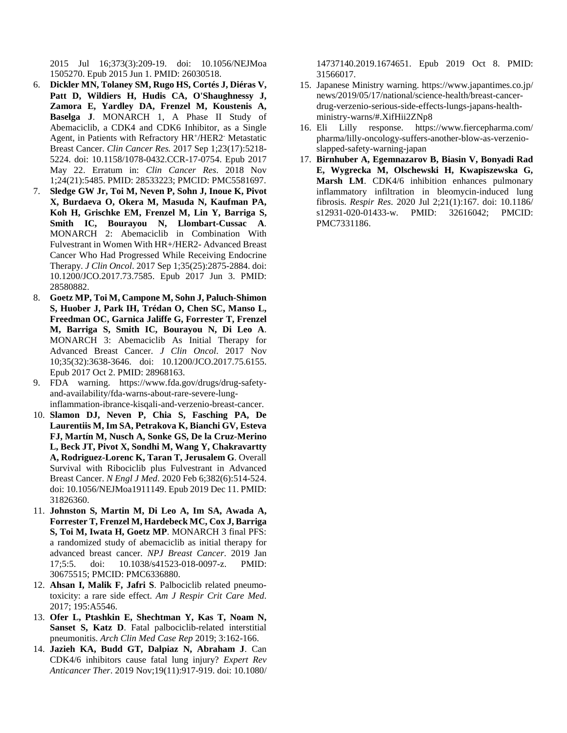2015 Jul 16;373(3):209-19. doi: 10.1056/NEJMoa 1505270. Epub 2015 Jun 1. PMID: 26030518.

6. **Dickler MN, Tolaney SM, Rugo HS, Cortés J, Diéras V, Patt D, Wildiers H, Hudis CA, O'Shaughnessy J, Zamora E, Yardley DA, Frenzel M, Koustenis A, Baselga J**. MONARCH 1, A Phase II Study of Abemaciclib, a CDK4 and CDK6 Inhibitor, as a Single Agent, in Patients with Refractory HR+/HER2- Metastatic Breast Cancer. *Clin Cancer Res.* 2017 Sep 1;23(17):5218-5224. doi: 10.1158/1078-0432.CCR-17-0754. Epub 2017 May 22. Erratum in: *Clin Cancer Res*. 2018 Nov 1;24(21):5485. PMID: 28533223; PMCID: PMC5581697.
7. **Sledge GW Jr, Toi M, Neven P, Sohn J, Inoue K, Pivot X, Burdaeva O, Okera M, Masuda N, Kaufman PA, Koh H, Grischke EM, Frenzel M, Lin Y, Barriga S, Smith IC, Bourayou N, Llombart-Cussac A**. MONARCH 2: Abemaciclib in Combination With Fulvestrant in Women With HR+/HER2- Advanced Breast Cancer Who Had Progressed While Receiving Endocrine Therapy. *J Clin Oncol*. 2017 Sep 1;35(25):2875-2884. doi: 10.1200/JCO.2017.73.7585. Epub 2017 Jun 3. PMID: 28580882.
8. **Goetz MP, Toi M, Campone M, Sohn J, Paluch-Shimon S, Huober J, Park IH, Trédan O, Chen SC, Manso L, Freedman OC, Garnica Jaliffe G, Forrester T, Frenzel M, Barriga S, Smith IC, Bourayou N, Di Leo A**. MONARCH 3: Abemaciclib As Initial Therapy for Advanced Breast Cancer. *J Clin Oncol*. 2017 Nov 10;35(32):3638-3646. doi: 10.1200/JCO.2017.75.6155. Epub 2017 Oct 2. PMID: 28968163.
9. FDA warning. https://www.fda.gov/drugs/drug-safety-and-availability/fda-warns-about-rare-severe-lung-inflammation-ibrance-kisqali-and-verzenio-breast-cancer.
10. **Slamon DJ, Neven P, Chia S, Fasching PA, De Laurentiis M, Im SA, Petrakova K, Bianchi GV, Esteva FJ, Martín M, Nusch A, Sonke GS, De la Cruz-Merino L, Beck JT, Pivot X, Sondhi M, Wang Y, Chakravartty A, Rodriguez-Lorenc K, Taran T, Jerusalem G**. Overall Survival with Ribociclib plus Fulvestrant in Advanced Breast Cancer. *N Engl J Med*. 2020 Feb 6;382(6):514-524. doi: 10.1056/NEJMoa1911149. Epub 2019 Dec 11. PMID: 31826360.
11. **Johnston S, Martin M, Di Leo A, Im SA, Awada A, Forrester T, Frenzel M, Hardebeck MC, Cox J, Barriga S, Toi M, Iwata H, Goetz MP**. MONARCH 3 final PFS: a randomized study of abemaciclib as initial therapy for advanced breast cancer. *NPJ Breast Cancer*. 2019 Jan 17;5:5. doi: 10.1038/s41523-018-0097-z. PMID: 30675515; PMCID: PMC6336880.
12. **Ahsan I, Malik F, Jafri S**. Palbociclib related pneumo-toxicity: a rare side effect. *Am J Respir Crit Care Med*. 2017; 195:A5546.
13. **Ofer L, Ptashkin E, Shechtman Y, Kas T, Noam N, Sanset S, Katz D**. Fatal palbociclib-related interstitial pneumonitis. *Arch Clin Med Case Rep* 2019; 3:162-166.
14. **Jazieh KA, Budd GT, Dalpiaz N, Abraham J**. Can CDK4/6 inhibitors cause fatal lung injury? *Expert Rev Anticancer Ther*. 2019 Nov;19(11):917-919. doi: 10.1080/14737140.2019.1674651. Epub 2019 Oct 8. PMID: 31566017.
15. Japanese Ministry warning. https://www.japantimes.co.jp/news/2019/05/17/national/science-health/breast-cancer-drug-verzenio-serious-side-effects-lungs-japans-health-ministry-warns/#.XifHii2ZNp8
16. Eli Lilly response. https://www.fiercepharma.com/pharma/lilly-oncology-suffers-another-blow-as-verzenio-slapped-safety-warning-japan
17. **Birnhuber A, Egemnazarov B, Biasin V, Bonyadi Rad E, Wygrecka M, Olschewski H, Kwapiszewska G, Marsh LM**. CDK4/6 inhibition enhances pulmonary inflammatory infiltration in bleomycin-induced lung fibrosis. *Respir Res*. 2020 Jul 2;21(1):167. doi: 10.1186/s12931-020-01433-w. PMID: 32616042; PMCID: PMC7331186.